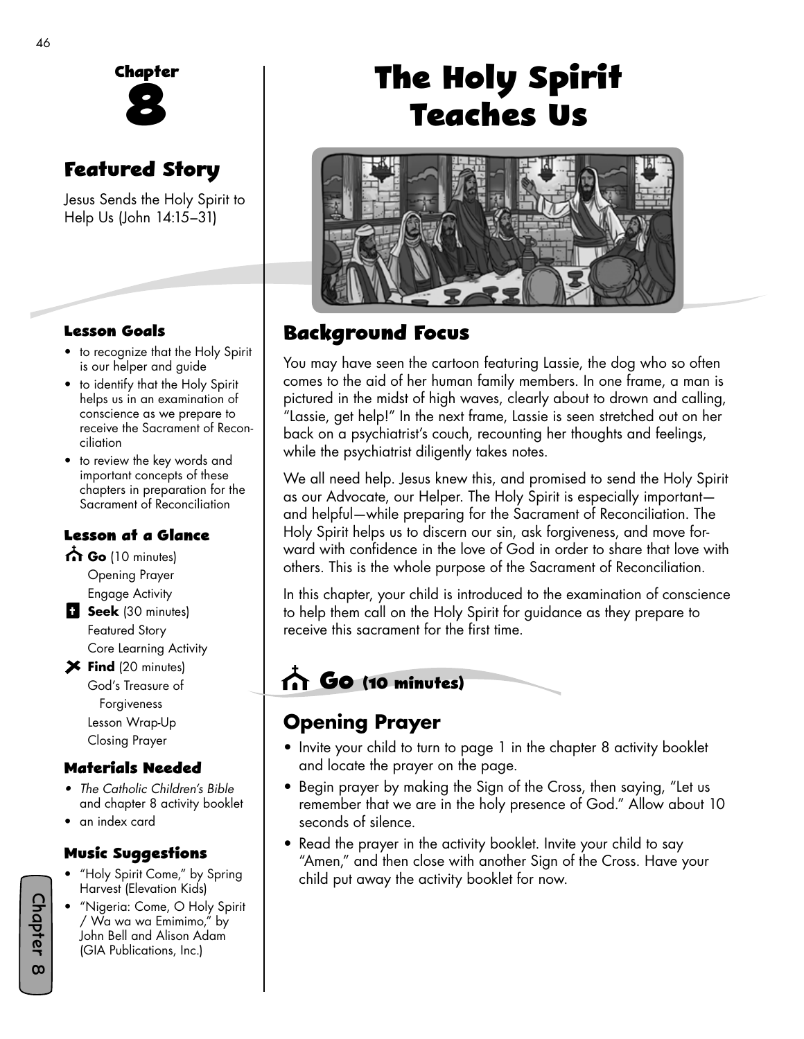# The Holy Spirit Teaches Us

## Chapter 8

### Featured Story

Jesus Sends the Holy Spirit to Help Us (John 14:15–31)

### Lesson Goals

- to recognize that the Holy Spirit is our helper and guide
- to identify that the Holy Spirit helps us in an examination of conscience as we prepare to receive the Sacrament of Reconciliation
- to review the key words and important concepts of these chapters in preparation for the Sacrament of Reconciliation

### Lesson at a Glance

**Go** (10 minutes)
- Opening Prayer
- Engage Activity

**Seek** (30 minutes)
- Featured Story
- Core Learning Activity

**Find** (20 minutes)
- God's Treasure of Forgiveness
- Lesson Wrap-Up
- Closing Prayer

### Materials Needed

- *The Catholic Children's Bible* and chapter 8 activity booklet
- an index card

### Music Suggestions

- "Holy Spirit Come," by Spring Harvest (Elevation Kids)
- "Nigeria: Come, O Holy Spirit / Wa wa wa Emimimo," by John Bell and Alison Adam (GIA Publications, Inc.)

## Background Focus

You may have seen the cartoon featuring Lassie, the dog who so often comes to the aid of her human family members. In one frame, a man is pictured in the midst of high waves, clearly about to drown and calling, "Lassie, get help!" In the next frame, Lassie is seen stretched out on her back on a psychiatrist's couch, recounting her thoughts and feelings, while the psychiatrist diligently takes notes.

We all need help. Jesus knew this, and promised to send the Holy Spirit as our Advocate, our Helper. The Holy Spirit is especially important—and helpful—while preparing for the Sacrament of Reconciliation. The Holy Spirit helps us to discern our sin, ask forgiveness, and move forward with confidence in the love of God in order to share that love with others. This is the whole purpose of the Sacrament of Reconciliation.

In this chapter, your child is introduced to the examination of conscience to help them call on the Holy Spirit for guidance as they prepare to receive this sacrament for the first time.

## Go (10 minutes)

### Opening Prayer

- Invite your child to turn to page 1 in the chapter 8 activity booklet and locate the prayer on the page.
- Begin prayer by making the Sign of the Cross, then saying, "Let us remember that we are in the holy presence of God." Allow about 10 seconds of silence.
- Read the prayer in the activity booklet. Invite your child to say "Amen," and then close with another Sign of the Cross. Have your child put away the activity booklet for now.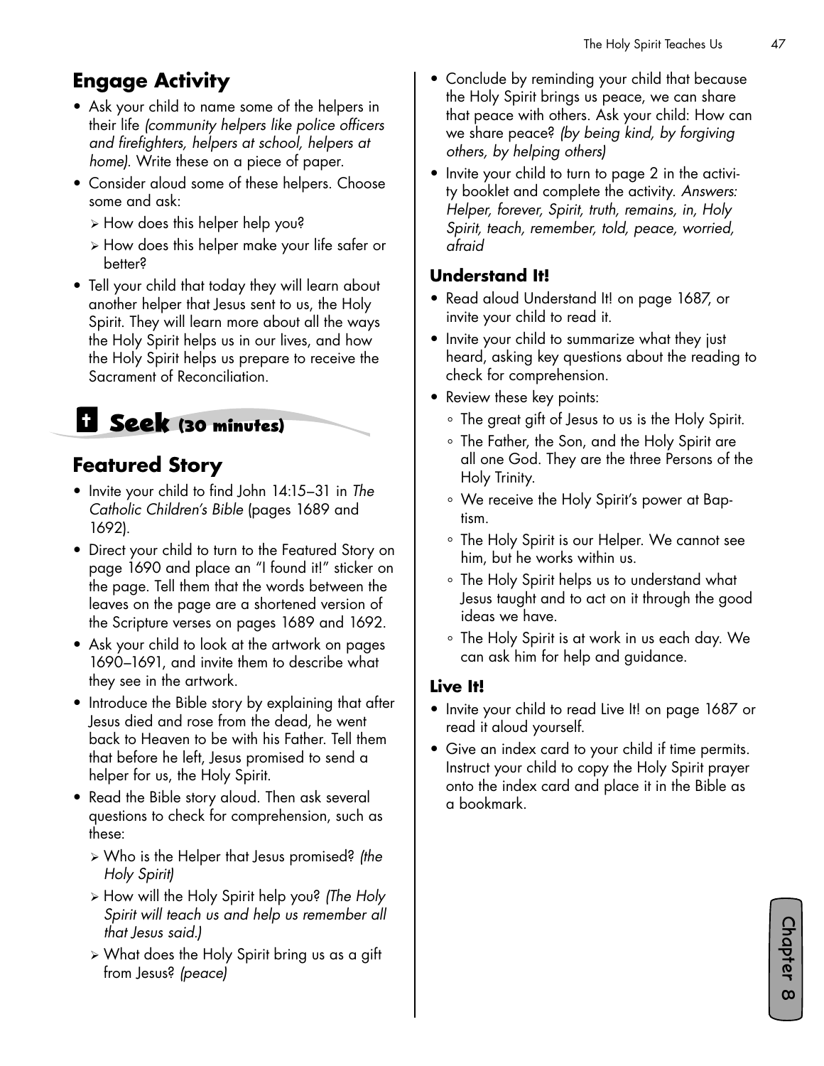## Engage Activity

- Ask your child to name some of the helpers in their life *(community helpers like police officers and firefighters, helpers at school, helpers at home)*. Write these on a piece of paper.
- Consider aloud some of these helpers. Choose some and ask:
  - How does this helper help you?
  - How does this helper make your life safer or better?
- Tell your child that today they will learn about another helper that Jesus sent to us, the Holy Spirit. They will learn more about all the ways the Holy Spirit helps us in our lives, and how the Holy Spirit helps us prepare to receive the Sacrament of Reconciliation.

# Seek (30 minutes)

## Featured Story

- Invite your child to find John 14:15–31 in *The Catholic Children's Bible* (pages 1689 and 1692).
- Direct your child to turn to the Featured Story on page 1690 and place an "I found it!" sticker on the page. Tell them that the words between the leaves on the page are a shortened version of the Scripture verses on pages 1689 and 1692.
- Ask your child to look at the artwork on pages 1690–1691, and invite them to describe what they see in the artwork.
- Introduce the Bible story by explaining that after Jesus died and rose from the dead, he went back to Heaven to be with his Father. Tell them that before he left, Jesus promised to send a helper for us, the Holy Spirit.
- Read the Bible story aloud. Then ask several questions to check for comprehension, such as these:
  - Who is the Helper that Jesus promised? *(the Holy Spirit)*
  - How will the Holy Spirit help you? *(The Holy Spirit will teach us and help us remember all that Jesus said.)*
  - What does the Holy Spirit bring us as a gift from Jesus? *(peace)*
- Conclude by reminding your child that because the Holy Spirit brings us peace, we can share that peace with others. Ask your child: How can we share peace? *(by being kind, by forgiving others, by helping others)*
- Invite your child to turn to page 2 in the activity booklet and complete the activity. *Answers: Helper, forever, Spirit, truth, remains, in, Holy Spirit, teach, remember, told, peace, worried, afraid*

### Understand It!

- Read aloud Understand It! on page 1687, or invite your child to read it.
- Invite your child to summarize what they just heard, asking key questions about the reading to check for comprehension.
- Review these key points:
  - The great gift of Jesus to us is the Holy Spirit.
  - The Father, the Son, and the Holy Spirit are all one God. They are the three Persons of the Holy Trinity.
  - We receive the Holy Spirit's power at Baptism.
  - The Holy Spirit is our Helper. We cannot see him, but he works within us.
  - The Holy Spirit helps us to understand what Jesus taught and to act on it through the good ideas we have.
  - The Holy Spirit is at work in us each day. We can ask him for help and guidance.

### Live It!

- Invite your child to read Live It! on page 1687 or read it aloud yourself.
- Give an index card to your child if time permits. Instruct your child to copy the Holy Spirit prayer onto the index card and place it in the Bible as a bookmark.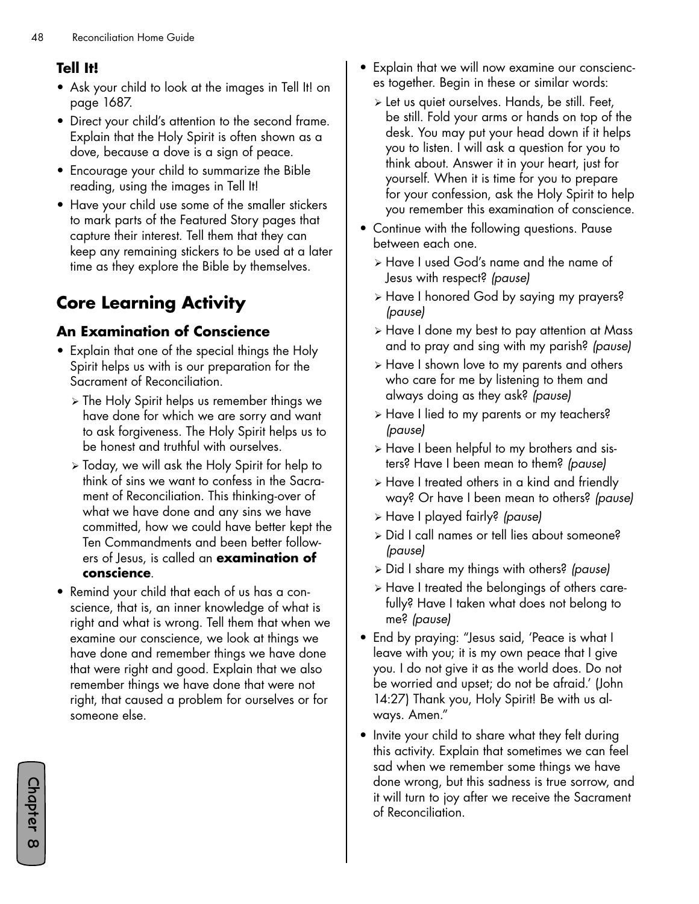### Tell It!

- Ask your child to look at the images in Tell It! on page 1687.
- Direct your child's attention to the second frame. Explain that the Holy Spirit is often shown as a dove, because a dove is a sign of peace.
- Encourage your child to summarize the Bible reading, using the images in Tell It!
- Have your child use some of the smaller stickers to mark parts of the Featured Story pages that capture their interest. Tell them that they can keep any remaining stickers to be used at a later time as they explore the Bible by themselves.

## Core Learning Activity

### An Examination of Conscience

- Explain that one of the special things the Holy Spirit helps us with is our preparation for the Sacrament of Reconciliation.
  - The Holy Spirit helps us remember things we have done for which we are sorry and want to ask forgiveness. The Holy Spirit helps us to be honest and truthful with ourselves.
  - Today, we will ask the Holy Spirit for help to think of sins we want to confess in the Sacrament of Reconciliation. This thinking-over of what we have done and any sins we have committed, how we could have better kept the Ten Commandments and been better followers of Jesus, is called an **examination of conscience**.
- Remind your child that each of us has a conscience, that is, an inner knowledge of what is right and what is wrong. Tell them that when we examine our conscience, we look at things we have done and remember things we have done that were right and good. Explain that we also remember things we have done that were not right, that caused a problem for ourselves or for someone else.
- Explain that we will now examine our consciences together. Begin in these or similar words:
  - Let us quiet ourselves. Hands, be still. Feet, be still. Fold your arms or hands on top of the desk. You may put your head down if it helps you to listen. I will ask a question for you to think about. Answer it in your heart, just for yourself. When it is time for you to prepare for your confession, ask the Holy Spirit to help you remember this examination of conscience.
- Continue with the following questions. Pause between each one.
  - Have I used God's name and the name of Jesus with respect? *(pause)*
  - Have I honored God by saying my prayers? *(pause)*
  - Have I done my best to pay attention at Mass and to pray and sing with my parish? *(pause)*
  - Have I shown love to my parents and others who care for me by listening to them and always doing as they ask? *(pause)*
  - Have I lied to my parents or my teachers? *(pause)*
  - Have I been helpful to my brothers and sisters? Have I been mean to them? *(pause)*
  - Have I treated others in a kind and friendly way? Or have I been mean to others? *(pause)*
  - Have I played fairly? *(pause)*
  - Did I call names or tell lies about someone? *(pause)*
  - Did I share my things with others? *(pause)*
  - Have I treated the belongings of others carefully? Have I taken what does not belong to me? *(pause)*
- End by praying: "Jesus said, 'Peace is what I leave with you; it is my own peace that I give you. I do not give it as the world does. Do not be worried and upset; do not be afraid.' (John 14:27) Thank you, Holy Spirit! Be with us always. Amen."
- Invite your child to share what they felt during this activity. Explain that sometimes we can feel sad when we remember some things we have done wrong, but this sadness is true sorrow, and it will turn to joy after we receive the Sacrament of Reconciliation.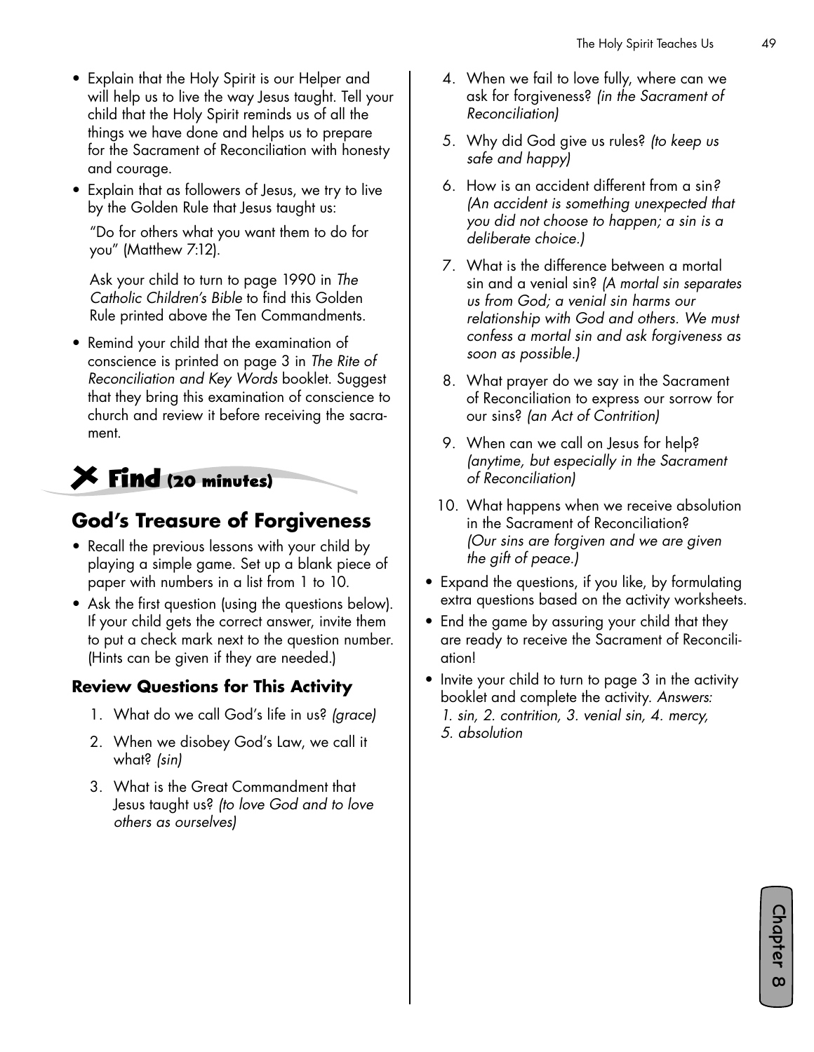- Explain that the Holy Spirit is our Helper and will help us to live the way Jesus taught. Tell your child that the Holy Spirit reminds us of all the things we have done and helps us to prepare for the Sacrament of Reconciliation with honesty and courage.
- Explain that as followers of Jesus, we try to live by the Golden Rule that Jesus taught us:

  "Do for others what you want them to do for you" (Matthew 7:12).

  Ask your child to turn to page 1990 in *The Catholic Children's Bible* to find this Golden Rule printed above the Ten Commandments.
- Remind your child that the examination of conscience is printed on page 3 in *The Rite of Reconciliation and Key Words* booklet. Suggest that they bring this examination of conscience to church and review it before receiving the sacrament.

## Find (20 minutes)

## God's Treasure of Forgiveness

- Recall the previous lessons with your child by playing a simple game. Set up a blank piece of paper with numbers in a list from 1 to 10.
- Ask the first question (using the questions below). If your child gets the correct answer, invite them to put a check mark next to the question number. (Hints can be given if they are needed.)

### Review Questions for This Activity

1. What do we call God's life in us? *(grace)*
2. When we disobey God's Law, we call it what? *(sin)*
3. What is the Great Commandment that Jesus taught us? *(to love God and to love others as ourselves)*
4. When we fail to love fully, where can we ask for forgiveness? *(in the Sacrament of Reconciliation)*
5. Why did God give us rules? *(to keep us safe and happy)*
6. How is an accident different from a sin? *(An accident is something unexpected that you did not choose to happen; a sin is a deliberate choice.)*
7. What is the difference between a mortal sin and a venial sin? *(A mortal sin separates us from God; a venial sin harms our relationship with God and others. We must confess a mortal sin and ask forgiveness as soon as possible.)*
8. What prayer do we say in the Sacrament of Reconciliation to express our sorrow for our sins? *(an Act of Contrition)*
9. When can we call on Jesus for help? *(anytime, but especially in the Sacrament of Reconciliation)*
10. What happens when we receive absolution in the Sacrament of Reconciliation? *(Our sins are forgiven and we are given the gift of peace.)*

- Expand the questions, if you like, by formulating extra questions based on the activity worksheets.
- End the game by assuring your child that they are ready to receive the Sacrament of Reconciliation!
- Invite your child to turn to page 3 in the activity booklet and complete the activity. *Answers: 1. sin, 2. contrition, 3. venial sin, 4. mercy, 5. absolution*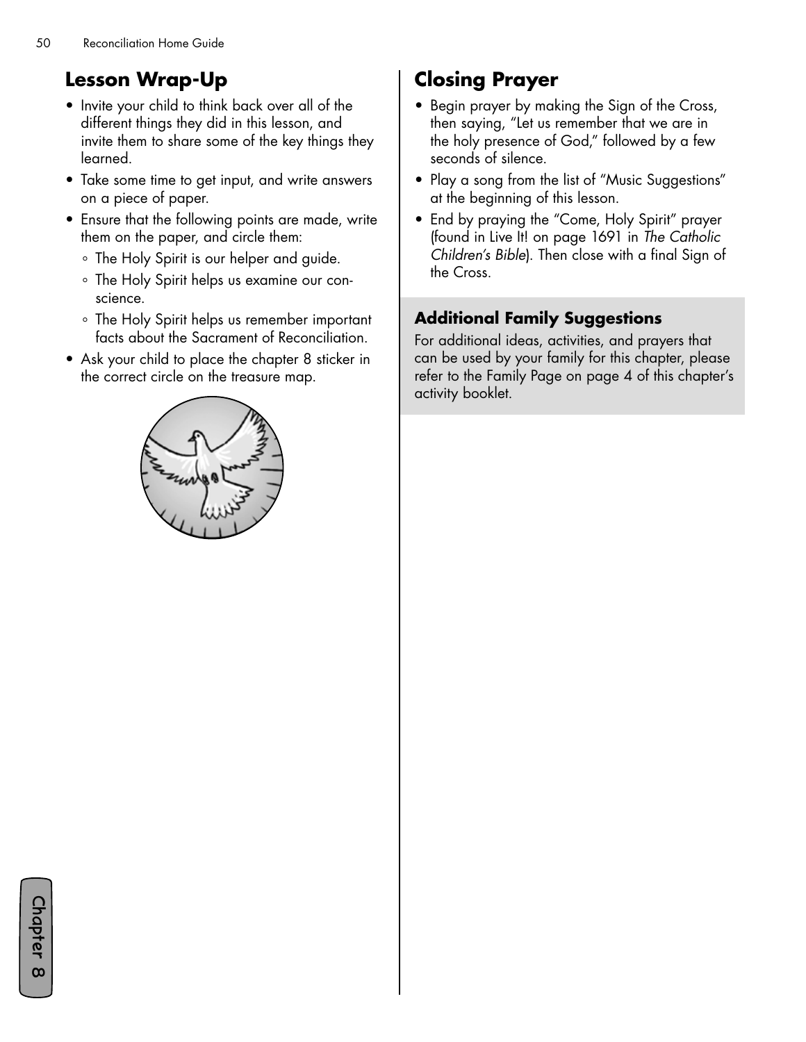## Lesson Wrap-Up

- Invite your child to think back over all of the different things they did in this lesson, and invite them to share some of the key things they learned.
- Take some time to get input, and write answers on a piece of paper.
- Ensure that the following points are made, write them on the paper, and circle them:
  - The Holy Spirit is our helper and guide.
  - The Holy Spirit helps us examine our conscience.
  - The Holy Spirit helps us remember important facts about the Sacrament of Reconciliation.
- Ask your child to place the chapter 8 sticker in the correct circle on the treasure map.

## Closing Prayer

- Begin prayer by making the Sign of the Cross, then saying, "Let us remember that we are in the holy presence of God," followed by a few seconds of silence.
- Play a song from the list of "Music Suggestions" at the beginning of this lesson.
- End by praying the "Come, Holy Spirit" prayer (found in Live It! on page 1691 in *The Catholic Children's Bible*). Then close with a final Sign of the Cross.

### Additional Family Suggestions

For additional ideas, activities, and prayers that can be used by your family for this chapter, please refer to the Family Page on page 4 of this chapter's activity booklet.